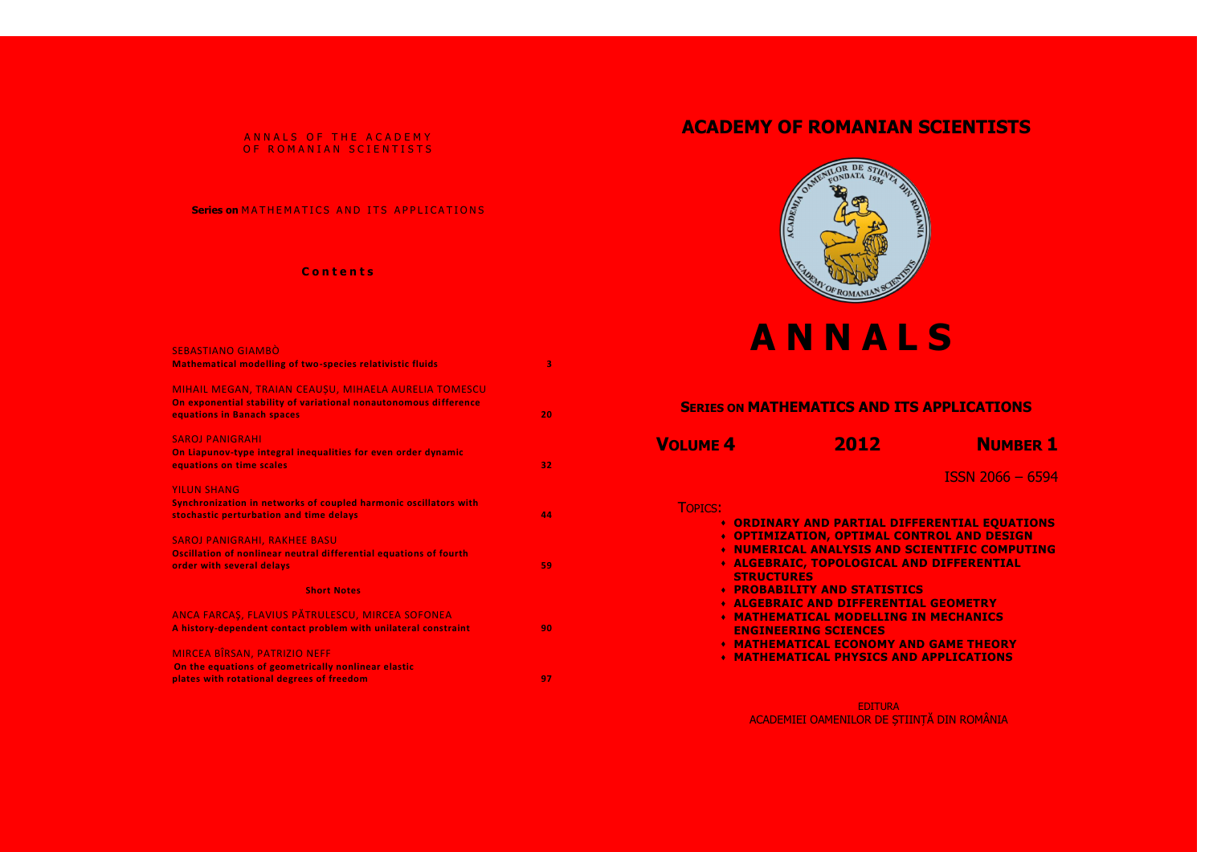ANNALS OF THE ACADEMY OF ROMANIAN SCIENTISTS

**Series on** MATHEMATICS AND ITS APPLICATIONS

**Contents**

SEBASTIANO GIAMBÒ
**Mathematical modelling of two-species relativistic fluids** 3

MIHAIL MEGAN, TRAIAN CEAUŞU, MIHAELA AURELIA TOMESCU
**On exponential stability of variational nonautonomous difference equations in Banach spaces** 20

SAROJ PANIGRAHI
**On Liapunov-type integral inequalities for even order dynamic equations on time scales** 32

YILUN SHANG
**Synchronization in networks of coupled harmonic oscillators with stochastic perturbation and time delays** 44

SAROJ PANIGRAHI, RAKHEE BASU
**Oscillation of nonlinear neutral differential equations of fourth order with several delays** 59

**Short Notes**

ANCA FARCAŞ, FLAVIUS PĂTRULESCU, MIRCEA SOFONEA
**A history-dependent contact problem with unilateral constraint** 90

MIRCEA BÎRSAN, PATRIZIO NEFF
**On the equations of geometrically nonlinear elastic plates with rotational degrees of freedom** 97

# ACADEMY OF ROMANIAN SCIENTISTS

# ANNALS

## SERIES ON MATHEMATICS AND ITS APPLICATIONS

**VOLUME 4** **2012** **NUMBER 1**

ISSN 2066 – 6594

TOPICS:

- **ORDINARY AND PARTIAL DIFFERENTIAL EQUATIONS**
- **OPTIMIZATION, OPTIMAL CONTROL AND DESIGN**
- **NUMERICAL ANALYSIS AND SCIENTIFIC COMPUTING**
- **ALGEBRAIC, TOPOLOGICAL AND DIFFERENTIAL STRUCTURES**
- **PROBABILITY AND STATISTICS**
- **ALGEBRAIC AND DIFFERENTIAL GEOMETRY**
- **MATHEMATICAL MODELLING IN MECHANICS ENGINEERING SCIENCES**
- **MATHEMATICAL ECONOMY AND GAME THEORY**
- **MATHEMATICAL PHYSICS AND APPLICATIONS**

EDITURA
ACADEMIEI OAMENILOR DE ŞTIINŢĂ DIN ROMÂNIA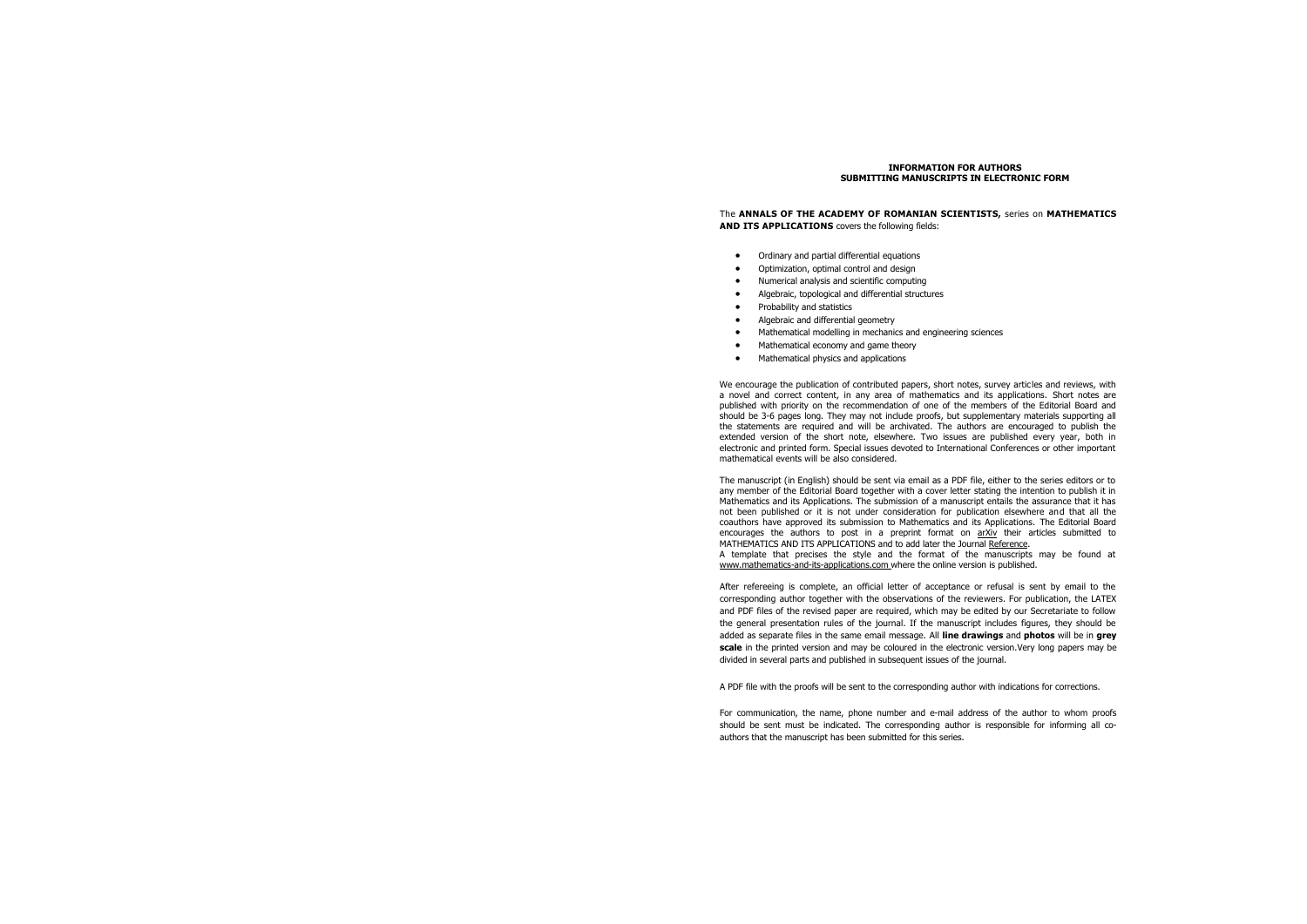## INFORMATION FOR AUTHORS
## SUBMITTING MANUSCRIPTS IN ELECTRONIC FORM

The **ANNALS OF THE ACADEMY OF ROMANIAN SCIENTISTS,** series on **MATHEMATICS AND ITS APPLICATIONS** covers the following fields:

- Ordinary and partial differential equations
- Optimization, optimal control and design
- Numerical analysis and scientific computing
- Algebraic, topological and differential structures
- Probability and statistics
- Algebraic and differential geometry
- Mathematical modelling in mechanics and engineering sciences
- Mathematical economy and game theory
- Mathematical physics and applications

We encourage the publication of contributed papers, short notes, survey articles and reviews, with a novel and correct content, in any area of mathematics and its applications. Short notes are published with priority on the recommendation of one of the members of the Editorial Board and should be 3-6 pages long. They may not include proofs, but supplementary materials supporting all the statements are required and will be archivated. The authors are encouraged to publish the extended version of the short note, elsewhere. Two issues are published every year, both in electronic and printed form. Special issues devoted to International Conferences or other important mathematical events will be also considered.

The manuscript (in English) should be sent via email as a PDF file, either to the series editors or to any member of the Editorial Board together with a cover letter stating the intention to publish it in Mathematics and its Applications. The submission of a manuscript entails the assurance that it has not been published or it is not under consideration for publication elsewhere and that all the coauthors have approved its submission to Mathematics and its Applications. The Editorial Board encourages the authors to post in a preprint format on arXiv their articles submitted to MATHEMATICS AND ITS APPLICATIONS and to add later the Journal Reference.
A template that precises the style and the format of the manuscripts may be found at www.mathematics-and-its-applications.com where the online version is published.

After refereeing is complete, an official letter of acceptance or refusal is sent by email to the corresponding author together with the observations of the reviewers. For publication, the LATEX and PDF files of the revised paper are required, which may be edited by our Secretariate to follow the general presentation rules of the journal. If the manuscript includes figures, they should be added as separate files in the same email message. All **line drawings** and **photos** will be in **grey scale** in the printed version and may be coloured in the electronic version.Very long papers may be divided in several parts and published in subsequent issues of the journal.

A PDF file with the proofs will be sent to the corresponding author with indications for corrections.

For communication, the name, phone number and e-mail address of the author to whom proofs should be sent must be indicated. The corresponding author is responsible for informing all co-authors that the manuscript has been submitted for this series.